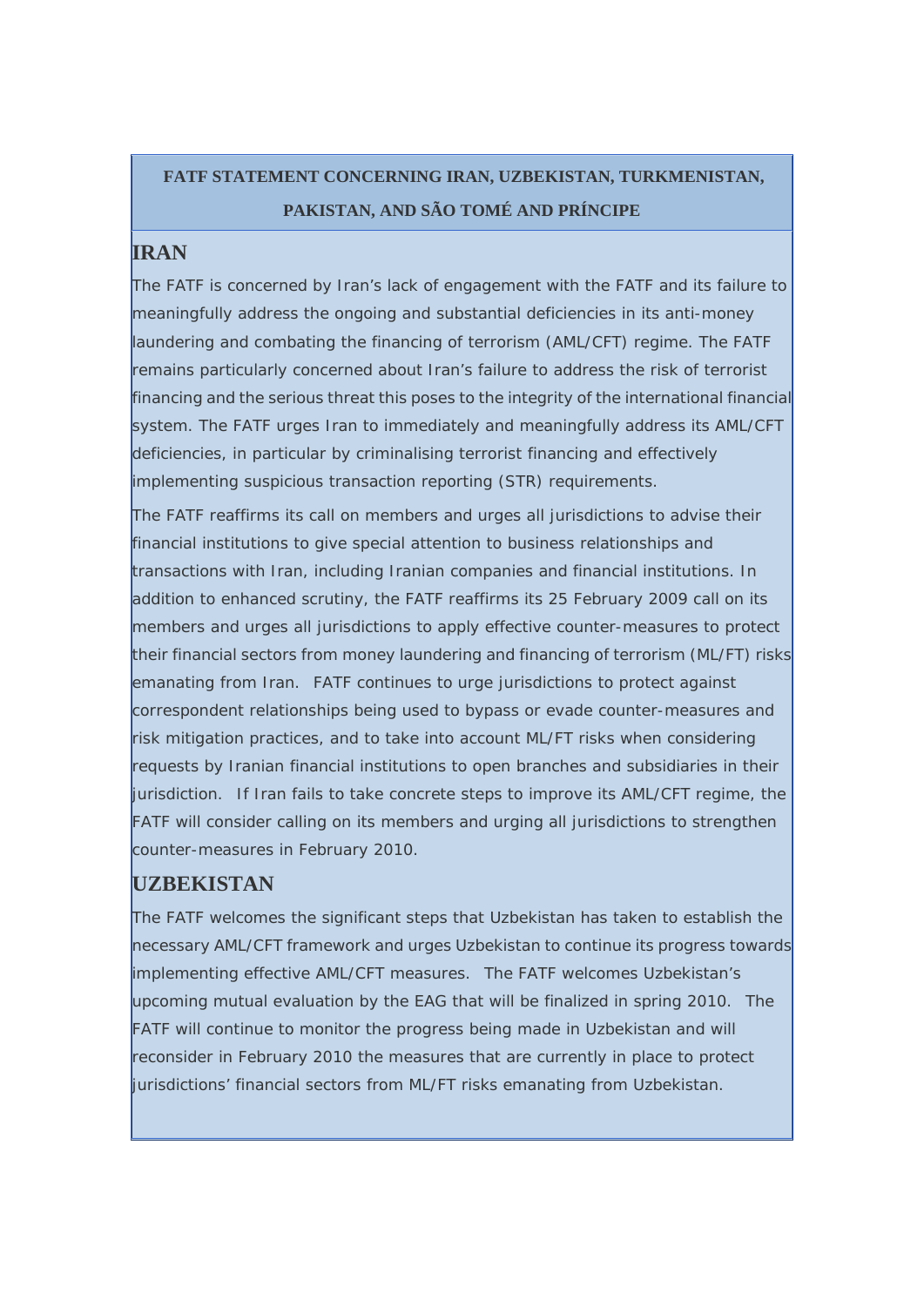# FATF STATEMENT CONCERNING IRAN, UZBEKISTAN, TURKMENISTAN, PAKISTAN, AND SÃO TOMÉ AND PRÍNCIPE

## IRAN

The FATF is concerned by Iran's lack of engagement with the FATF and its failure to meaningfully address the ongoing and substantial deficiencies in its anti-money laundering and combating the financing of terrorism (AML/CFT) regime. The FATF remains particularly concerned about Iran's failure to address the risk of terrorist financing and the serious threat this poses to the integrity of the international financial system. The FATF urges Iran to immediately and meaningfully address its AML/CFT deficiencies, in particular by criminalising terrorist financing and effectively implementing suspicious transaction reporting (STR) requirements.

The FATF reaffirms its call on members and urges all jurisdictions to advise their financial institutions to give special attention to business relationships and transactions with Iran, including Iranian companies and financial institutions. In addition to enhanced scrutiny, the FATF reaffirms its 25 February 2009 call on its members and urges all jurisdictions to apply effective counter-measures to protect their financial sectors from money laundering and financing of terrorism (ML/FT) risks emanating from Iran. FATF continues to urge jurisdictions to protect against correspondent relationships being used to bypass or evade counter-measures and risk mitigation practices, and to take into account ML/FT risks when considering requests by Iranian financial institutions to open branches and subsidiaries in their jurisdiction. If Iran fails to take concrete steps to improve its AML/CFT regime, the FATF will consider calling on its members and urging all jurisdictions to strengthen counter-measures in February 2010.

## UZBEKISTAN

The FATF welcomes the significant steps that Uzbekistan has taken to establish the necessary AML/CFT framework and urges Uzbekistan to continue its progress towards implementing effective AML/CFT measures. The FATF welcomes Uzbekistan's upcoming mutual evaluation by the EAG that will be finalized in spring 2010. The FATF will continue to monitor the progress being made in Uzbekistan and will reconsider in February 2010 the measures that are currently in place to protect jurisdictions' financial sectors from ML/FT risks emanating from Uzbekistan.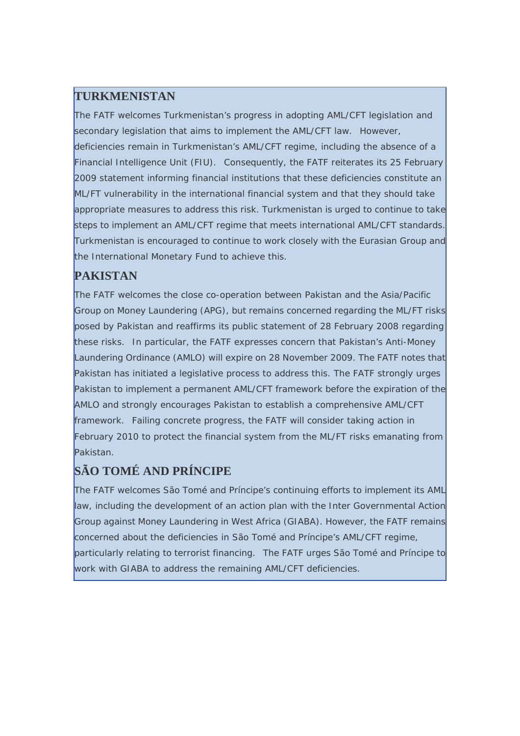## TURKMENISTAN

The FATF welcomes Turkmenistan's progress in adopting AML/CFT legislation and secondary legislation that aims to implement the AML/CFT law. However, deficiencies remain in Turkmenistan's AML/CFT regime, including the absence of a Financial Intelligence Unit (FIU). Consequently, the FATF reiterates its 25 February 2009 statement informing financial institutions that these deficiencies constitute an ML/FT vulnerability in the international financial system and that they should take appropriate measures to address this risk. Turkmenistan is urged to continue to take steps to implement an AML/CFT regime that meets international AML/CFT standards. Turkmenistan is encouraged to continue to work closely with the Eurasian Group and the International Monetary Fund to achieve this.

## PAKISTAN

The FATF welcomes the close co-operation between Pakistan and the Asia/Pacific Group on Money Laundering (APG), but remains concerned regarding the ML/FT risks posed by Pakistan and reaffirms its public statement of 28 February 2008 regarding these risks. In particular, the FATF expresses concern that Pakistan's Anti-Money Laundering Ordinance (AMLO) will expire on 28 November 2009. The FATF notes that Pakistan has initiated a legislative process to address this. The FATF strongly urges Pakistan to implement a permanent AML/CFT framework before the expiration of the AMLO and strongly encourages Pakistan to establish a comprehensive AML/CFT framework. Failing concrete progress, the FATF will consider taking action in February 2010 to protect the financial system from the ML/FT risks emanating from Pakistan.

## SÃO TOMÉ AND PRÍNCIPE

The FATF welcomes São Tomé and Príncipe's continuing efforts to implement its AML law, including the development of an action plan with the Inter Governmental Action Group against Money Laundering in West Africa (GIABA). However, the FATF remains concerned about the deficiencies in São Tomé and Príncipe's AML/CFT regime, particularly relating to terrorist financing. The FATF urges São Tomé and Príncipe to work with GIABA to address the remaining AML/CFT deficiencies.